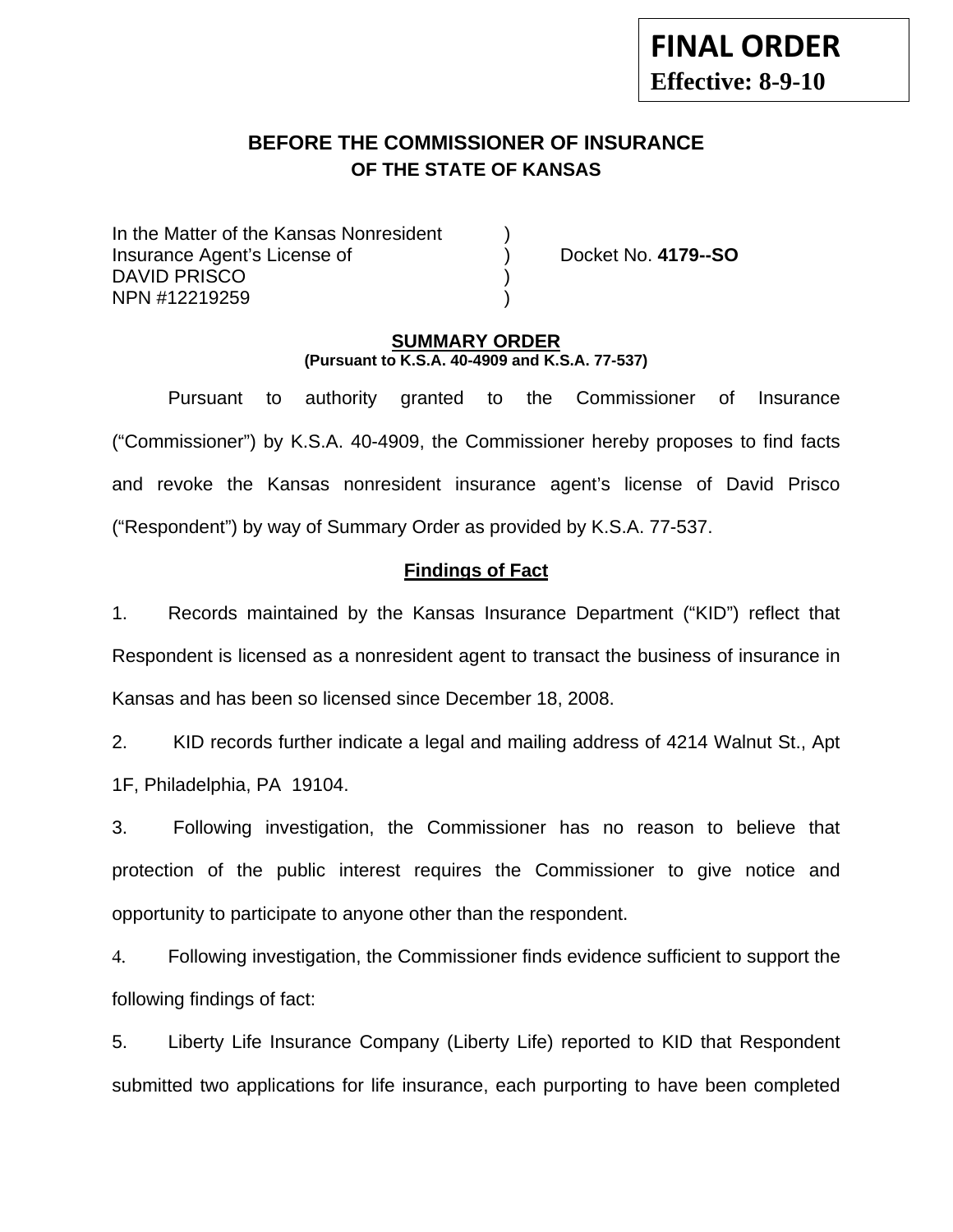**FINAL ORDER**
**Effective: 8-9-10**

# BEFORE THE COMMISSIONER OF INSURANCE
## OF THE STATE OF KANSAS

| | | |
|---|---|---|
| In the Matter of the Kansas Nonresident | ) | |
| Insurance Agent's License of | ) | Docket No. **4179--SO** |
| DAVID PRISCO | ) | |
| NPN #12219259 | ) | |

**SUMMARY ORDER**
**(Pursuant to K.S.A. 40-4909 and K.S.A. 77-537)**

Pursuant to authority granted to the Commissioner of Insurance ("Commissioner") by K.S.A. 40-4909, the Commissioner hereby proposes to find facts and revoke the Kansas nonresident insurance agent's license of David Prisco ("Respondent") by way of Summary Order as provided by K.S.A. 77-537.

**Findings of Fact**

1. Records maintained by the Kansas Insurance Department ("KID") reflect that Respondent is licensed as a nonresident agent to transact the business of insurance in Kansas and has been so licensed since December 18, 2008.

2. KID records further indicate a legal and mailing address of 4214 Walnut St., Apt 1F, Philadelphia, PA 19104.

3. Following investigation, the Commissioner has no reason to believe that protection of the public interest requires the Commissioner to give notice and opportunity to participate to anyone other than the respondent.

4. Following investigation, the Commissioner finds evidence sufficient to support the following findings of fact:

5. Liberty Life Insurance Company (Liberty Life) reported to KID that Respondent submitted two applications for life insurance, each purporting to have been completed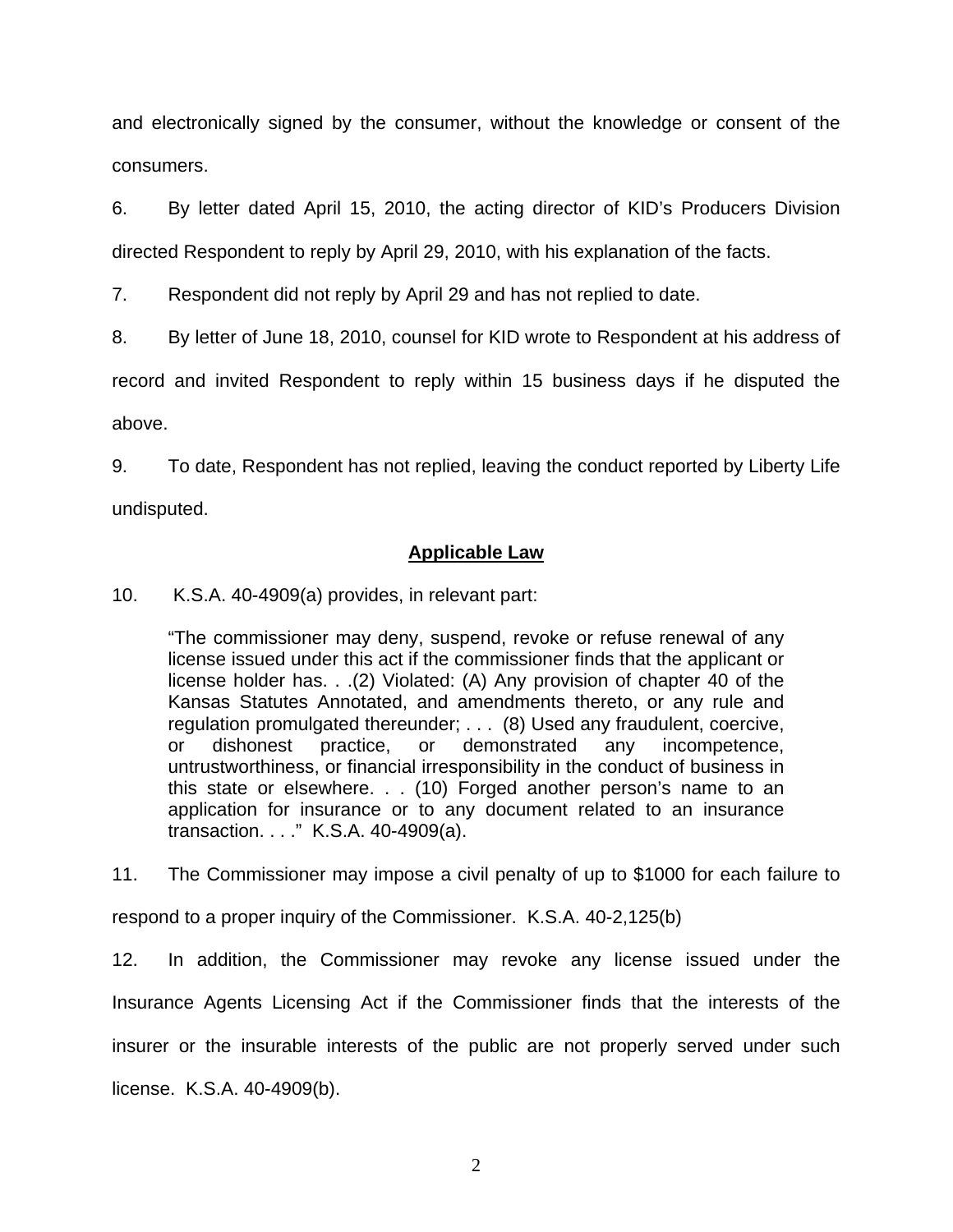and electronically signed by the consumer, without the knowledge or consent of the consumers.

6. By letter dated April 15, 2010, the acting director of KID's Producers Division directed Respondent to reply by April 29, 2010, with his explanation of the facts.

7. Respondent did not reply by April 29 and has not replied to date.

8. By letter of June 18, 2010, counsel for KID wrote to Respondent at his address of record and invited Respondent to reply within 15 business days if he disputed the above.

9. To date, Respondent has not replied, leaving the conduct reported by Liberty Life undisputed.

## Applicable Law

10. K.S.A. 40-4909(a) provides, in relevant part:

> "The commissioner may deny, suspend, revoke or refuse renewal of any license issued under this act if the commissioner finds that the applicant or license holder has. . .(2) Violated: (A) Any provision of chapter 40 of the Kansas Statutes Annotated, and amendments thereto, or any rule and regulation promulgated thereunder; . . . (8) Used any fraudulent, coercive, or dishonest practice, or demonstrated any incompetence, untrustworthiness, or financial irresponsibility in the conduct of business in this state or elsewhere. . . (10) Forged another person's name to an application for insurance or to any document related to an insurance transaction. . . ." K.S.A. 40-4909(a).

11. The Commissioner may impose a civil penalty of up to $1000 for each failure to respond to a proper inquiry of the Commissioner. K.S.A. 40-2,125(b)

12. In addition, the Commissioner may revoke any license issued under the Insurance Agents Licensing Act if the Commissioner finds that the interests of the insurer or the insurable interests of the public are not properly served under such license. K.S.A. 40-4909(b).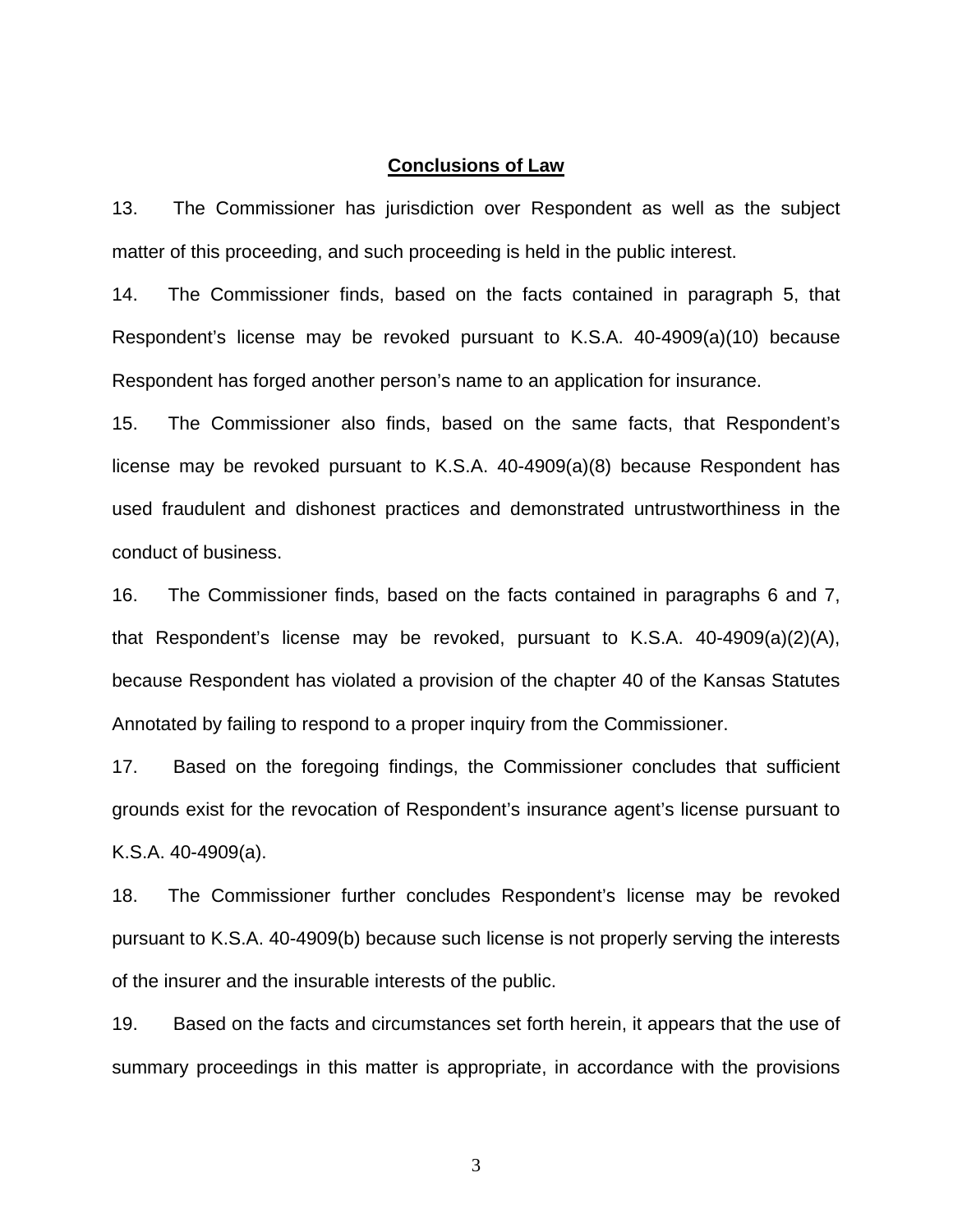**Conclusions of Law**

13. The Commissioner has jurisdiction over Respondent as well as the subject matter of this proceeding, and such proceeding is held in the public interest.

14. The Commissioner finds, based on the facts contained in paragraph 5, that Respondent's license may be revoked pursuant to K.S.A. 40-4909(a)(10) because Respondent has forged another person's name to an application for insurance.

15. The Commissioner also finds, based on the same facts, that Respondent's license may be revoked pursuant to K.S.A. 40-4909(a)(8) because Respondent has used fraudulent and dishonest practices and demonstrated untrustworthiness in the conduct of business.

16. The Commissioner finds, based on the facts contained in paragraphs 6 and 7, that Respondent's license may be revoked, pursuant to K.S.A. 40-4909(a)(2)(A), because Respondent has violated a provision of the chapter 40 of the Kansas Statutes Annotated by failing to respond to a proper inquiry from the Commissioner.

17. Based on the foregoing findings, the Commissioner concludes that sufficient grounds exist for the revocation of Respondent's insurance agent's license pursuant to K.S.A. 40-4909(a).

18. The Commissioner further concludes Respondent's license may be revoked pursuant to K.S.A. 40-4909(b) because such license is not properly serving the interests of the insurer and the insurable interests of the public.

19. Based on the facts and circumstances set forth herein, it appears that the use of summary proceedings in this matter is appropriate, in accordance with the provisions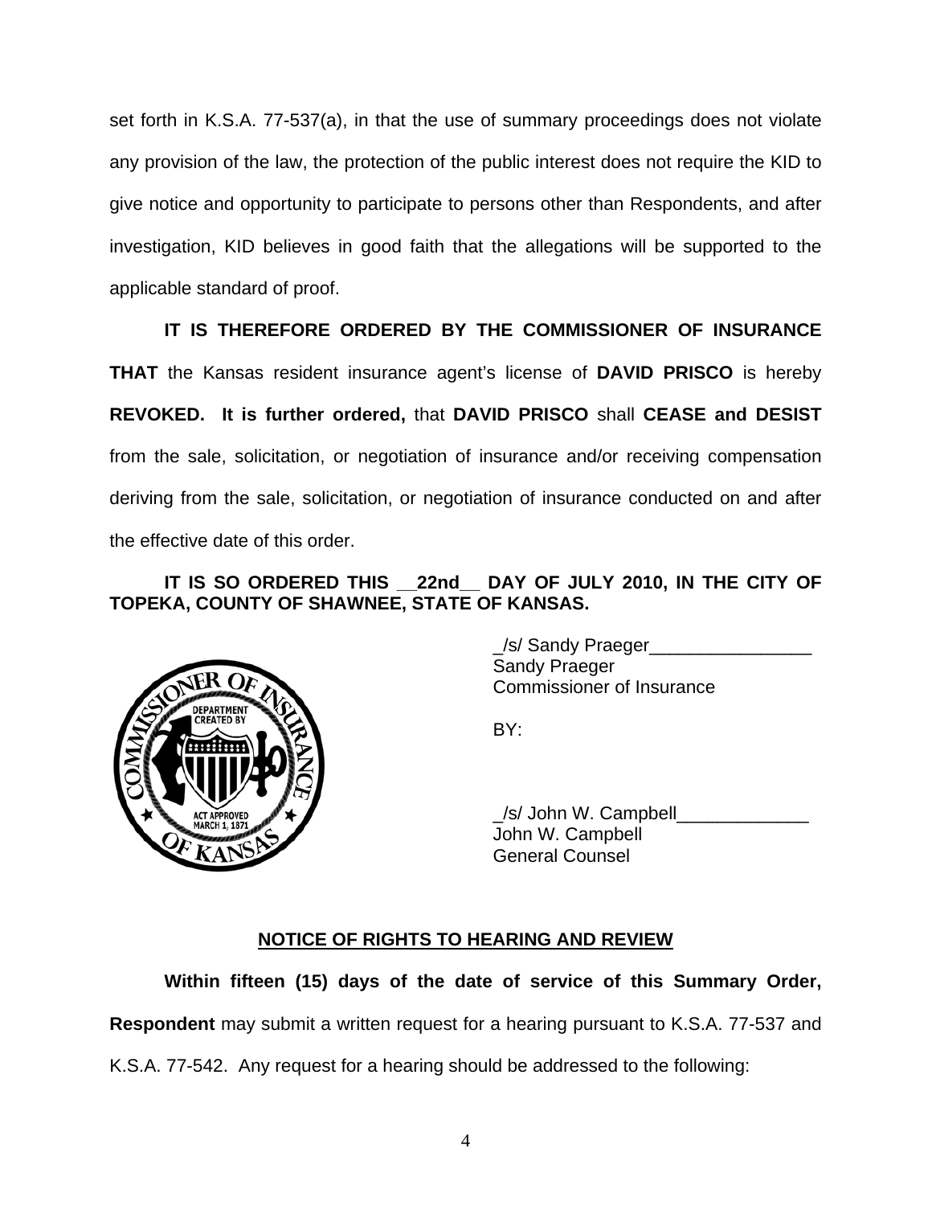set forth in K.S.A. 77-537(a), in that the use of summary proceedings does not violate any provision of the law, the protection of the public interest does not require the KID to give notice and opportunity to participate to persons other than Respondents, and after investigation, KID believes in good faith that the allegations will be supported to the applicable standard of proof.

**IT IS THEREFORE ORDERED BY THE COMMISSIONER OF INSURANCE THAT** the Kansas resident insurance agent's license of **DAVID PRISCO** is hereby **REVOKED. It is further ordered,** that **DAVID PRISCO** shall **CEASE and DESIST** from the sale, solicitation, or negotiation of insurance and/or receiving compensation deriving from the sale, solicitation, or negotiation of insurance conducted on and after the effective date of this order.

**IT IS SO ORDERED THIS __22nd__ DAY OF JULY 2010, IN THE CITY OF TOPEKA, COUNTY OF SHAWNEE, STATE OF KANSAS.**

_/s/ Sandy Praeger________________
Sandy Praeger
Commissioner of Insurance

BY:

_/s/ John W. Campbell_____________
John W. Campbell
General Counsel

## NOTICE OF RIGHTS TO HEARING AND REVIEW

**Within fifteen (15) days of the date of service of this Summary Order, Respondent** may submit a written request for a hearing pursuant to K.S.A. 77-537 and K.S.A. 77-542. Any request for a hearing should be addressed to the following: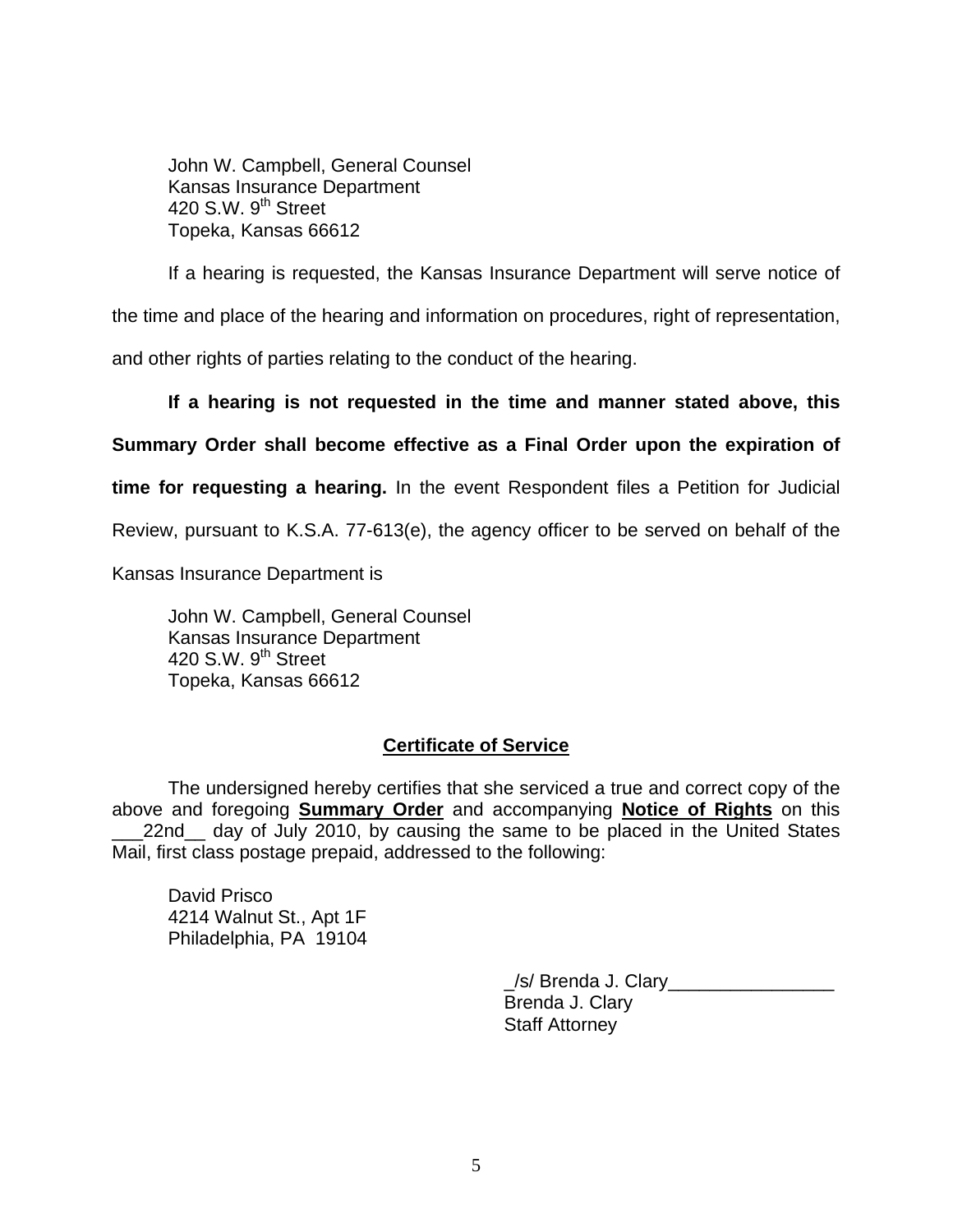John W. Campbell, General Counsel
Kansas Insurance Department
420 S.W. 9th Street
Topeka, Kansas 66612

If a hearing is requested, the Kansas Insurance Department will serve notice of the time and place of the hearing and information on procedures, right of representation, and other rights of parties relating to the conduct of the hearing.

**If a hearing is not requested in the time and manner stated above, this Summary Order shall become effective as a Final Order upon the expiration of time for requesting a hearing.** In the event Respondent files a Petition for Judicial Review, pursuant to K.S.A. 77-613(e), the agency officer to be served on behalf of the Kansas Insurance Department is

John W. Campbell, General Counsel
Kansas Insurance Department
420 S.W. 9th Street
Topeka, Kansas 66612

## Certificate of Service

The undersigned hereby certifies that she serviced a true and correct copy of the above and foregoing **Summary Order** and accompanying **Notice of Rights** on this ___22nd__ day of July 2010, by causing the same to be placed in the United States Mail, first class postage prepaid, addressed to the following:

David Prisco
4214 Walnut St., Apt 1F
Philadelphia, PA 19104

_/s/ Brenda J. Clary________________
Brenda J. Clary
Staff Attorney